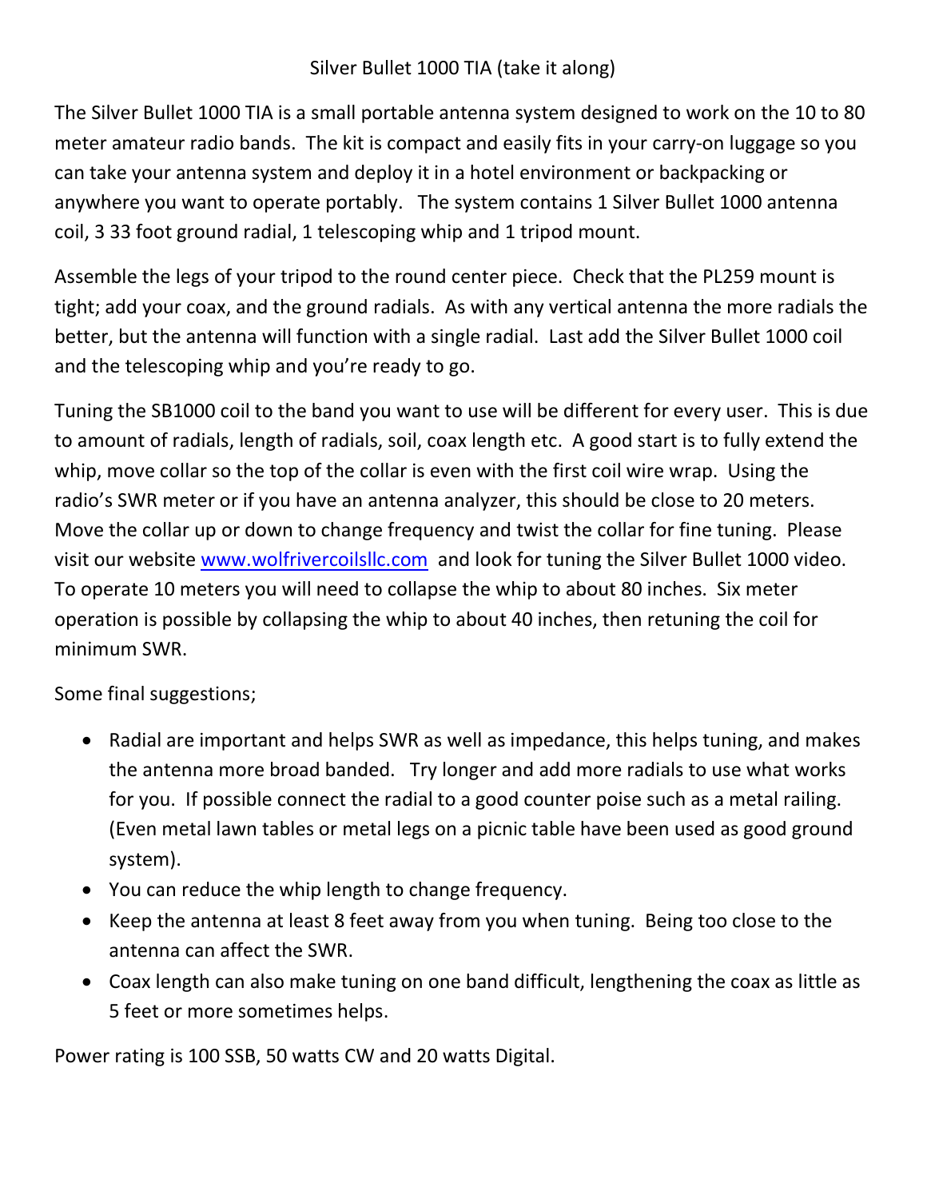# Silver Bullet 1000 TIA (take it along)

The Silver Bullet 1000 TIA is a small portable antenna system designed to work on the 10 to 80 meter amateur radio bands. The kit is compact and easily fits in your carry-on luggage so you can take your antenna system and deploy it in a hotel environment or backpacking or anywhere you want to operate portably. The system contains 1 Silver Bullet 1000 antenna coil, 3 33 foot ground radial, 1 telescoping whip and 1 tripod mount.

Assemble the legs of your tripod to the round center piece. Check that the PL259 mount is tight; add your coax, and the ground radials. As with any vertical antenna the more radials the better, but the antenna will function with a single radial. Last add the Silver Bullet 1000 coil and the telescoping whip and you're ready to go.

Tuning the SB1000 coil to the band you want to use will be different for every user. This is due to amount of radials, length of radials, soil, coax length etc. A good start is to fully extend the whip, move collar so the top of the collar is even with the first coil wire wrap. Using the radio's SWR meter or if you have an antenna analyzer, this should be close to 20 meters. Move the collar up or down to change frequency and twist the collar for fine tuning. Please visit our website [www.wolfrivercoilsllc.com](http://www.wolfrivercoilsllc.com) and look for tuning the Silver Bullet 1000 video. To operate 10 meters you will need to collapse the whip to about 80 inches. Six meter operation is possible by collapsing the whip to about 40 inches, then retuning the coil for minimum SWR.

Some final suggestions;

- Radial are important and helps SWR as well as impedance, this helps tuning, and makes the antenna more broad banded. Try longer and add more radials to use what works for you. If possible connect the radial to a good counter poise such as a metal railing. (Even metal lawn tables or metal legs on a picnic table have been used as good ground system).
- You can reduce the whip length to change frequency.
- Keep the antenna at least 8 feet away from you when tuning. Being too close to the antenna can affect the SWR.
- Coax length can also make tuning on one band difficult, lengthening the coax as little as 5 feet or more sometimes helps.

Power rating is 100 SSB, 50 watts CW and 20 watts Digital.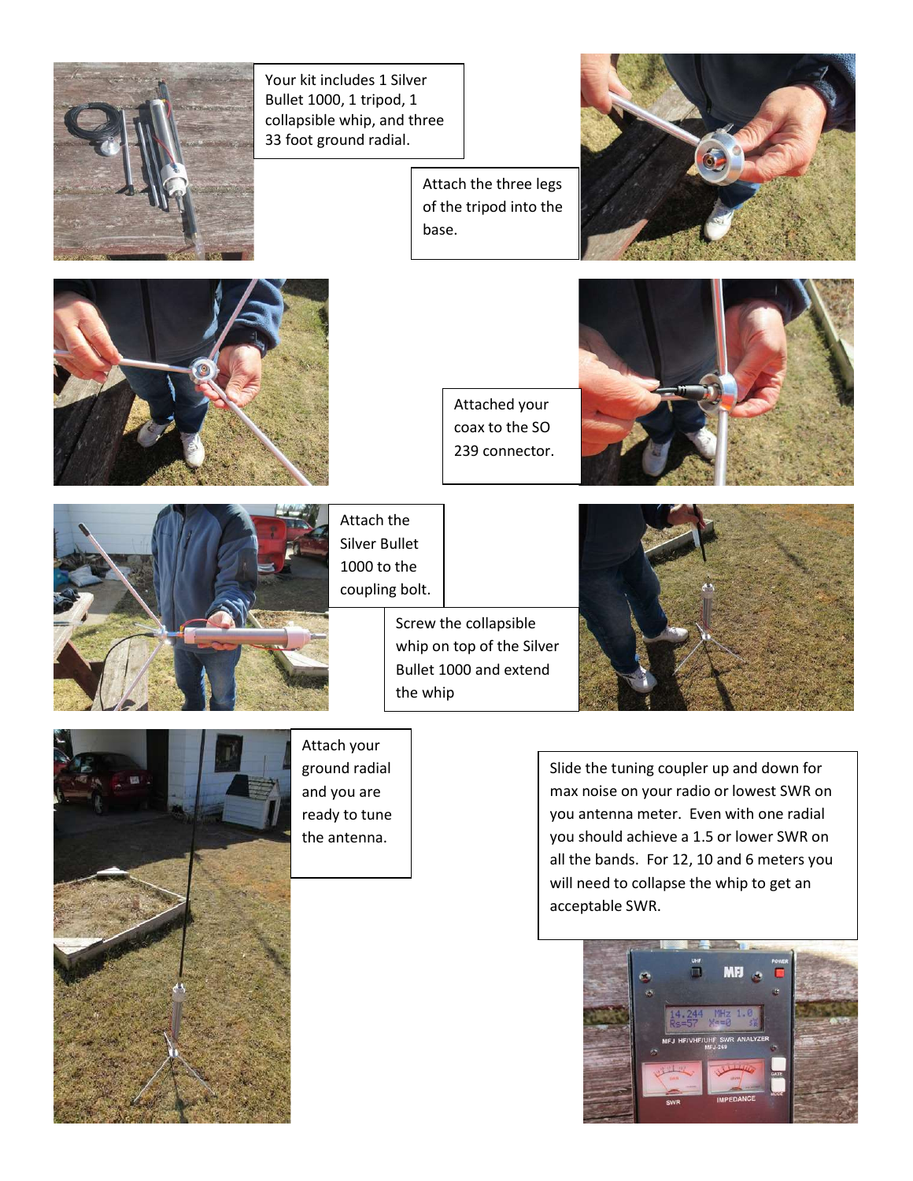Your kit includes 1 Silver Bullet 1000, 1 tripod, 1 collapsible whip, and three 33 foot ground radial.

Attach the three legs of the tripod into the base.

Attached your coax to the SO 239 connector.

Attach the Silver Bullet 1000 to the coupling bolt.

Screw the collapsible whip on top of the Silver Bullet 1000 and extend the whip

Attach your ground radial and you are ready to tune the antenna.

Slide the tuning coupler up and down for max noise on your radio or lowest SWR on you antenna meter. Even with one radial you should achieve a 1.5 or lower SWR on all the bands. For 12, 10 and 6 meters you will need to collapse the whip to get an acceptable SWR.